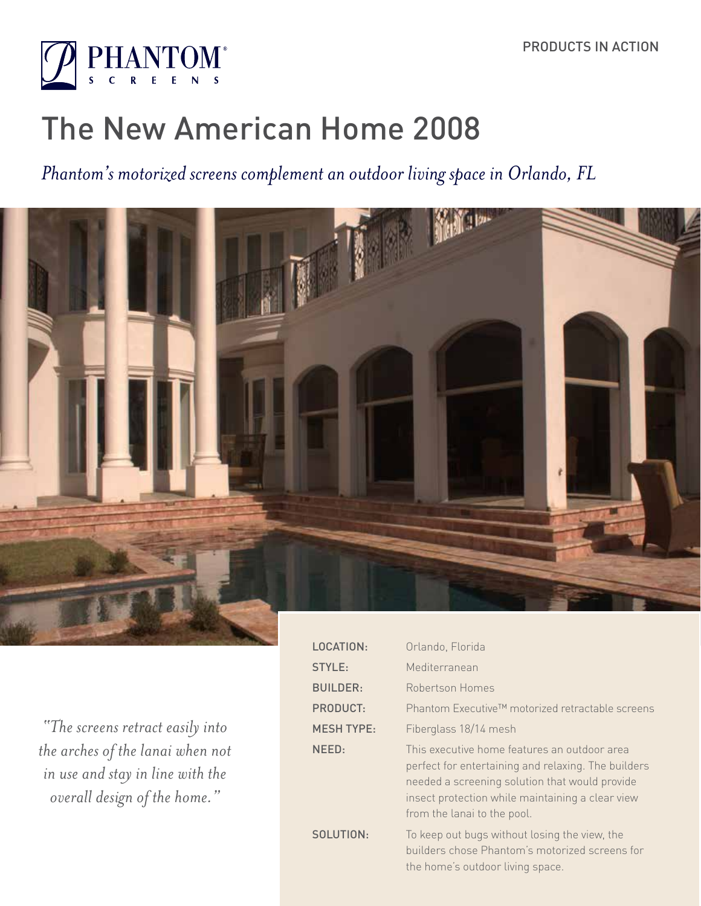PRODUCTS IN ACTION

# The New American Home 2008

*Phantom's motorized screens complement an outdoor living space in Orlando, FL*

*"The screens retract easily into the arches of the lanai when not in use and stay in line with the overall design of the home."*

| | |
|---|---|
| LOCATION: | Orlando, Florida |
| STYLE: | Mediterranean |
| BUILDER: | Robertson Homes |
| PRODUCT: | Phantom Executive™ motorized retractable screens |
| MESH TYPE: | Fiberglass 18/14 mesh |
| NEED: | This executive home features an outdoor area perfect for entertaining and relaxing. The builders needed a screening solution that would provide insect protection while maintaining a clear view from the lanai to the pool. |
| SOLUTION: | To keep out bugs without losing the view, the builders chose Phantom's motorized screens for the home's outdoor living space. |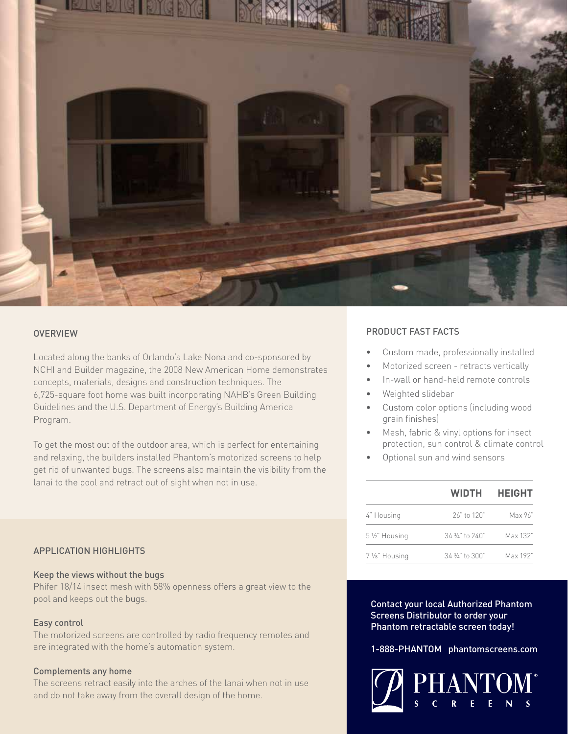## OVERVIEW

Located along the banks of Orlando's Lake Nona and co-sponsored by NCHI and Builder magazine, the 2008 New American Home demonstrates concepts, materials, designs and construction techniques. The 6,725-square foot home was built incorporating NAHB's Green Building Guidelines and the U.S. Department of Energy's Building America Program.

To get the most out of the outdoor area, which is perfect for entertaining and relaxing, the builders installed Phantom's motorized screens to help get rid of unwanted bugs. The screens also maintain the visibility from the lanai to the pool and retract out of sight when not in use.

## APPLICATION HIGHLIGHTS

### Keep the views without the bugs

Phifer 18/14 insect mesh with 58% openness offers a great view to the pool and keeps out the bugs.

### Easy control

The motorized screens are controlled by radio frequency remotes and are integrated with the home's automation system.

### Complements any home

The screens retract easily into the arches of the lanai when not in use and do not take away from the overall design of the home.

## PRODUCT FAST FACTS

- Custom made, professionally installed
- Motorized screen - retracts vertically
- In-wall or hand-held remote controls
- Weighted slidebar
- Custom color options (including wood grain finishes)
- Mesh, fabric & vinyl options for insect protection, sun control & climate control
- Optional sun and wind sensors

| | WIDTH | HEIGHT |
|---|---|---|
| 4" Housing | 26" to 120" | Max 96" |
| 5 ½" Housing | 34 ¾" to 240" | Max 132" |
| 7 ⅛" Housing | 34 ¾" to 300" | Max 192" |

**Contact your local Authorized Phantom Screens Distributor to order your Phantom retractable screen today!**

1-888-PHANTOM phantomscreens.com

PHANTOM® SCREENS